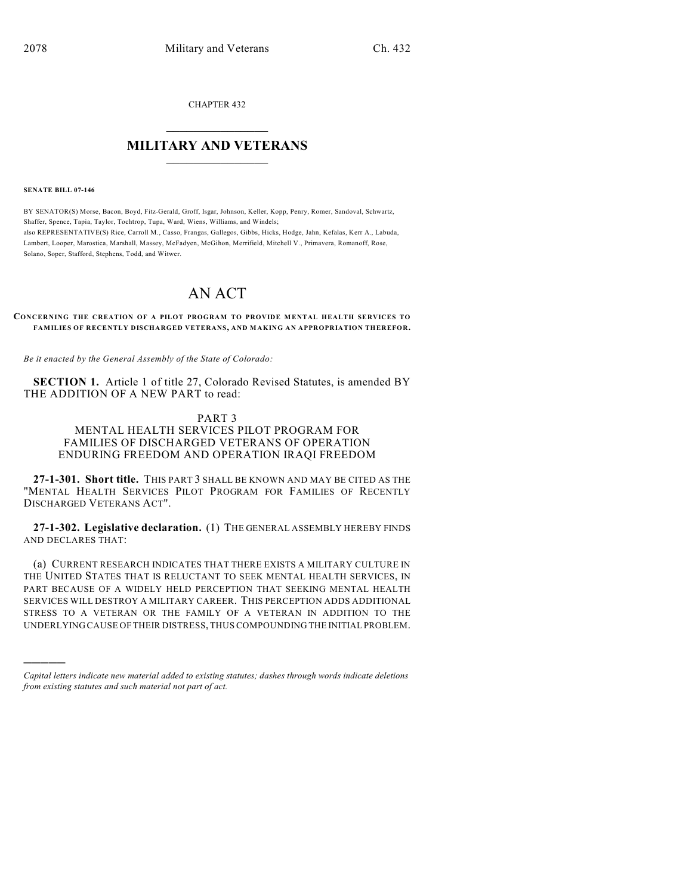CHAPTER 432

# MILITARY AND VETERANS

**SENATE BILL 07-146**

BY SENATOR(S) Morse, Bacon, Boyd, Fitz-Gerald, Groff, Isgar, Johnson, Keller, Kopp, Penry, Romer, Sandoval, Schwartz, Shaffer, Spence, Tapia, Taylor, Tochtrop, Tupa, Ward, Wiens, Williams, and Windels;
also REPRESENTATIVE(S) Rice, Carroll M., Casso, Frangas, Gallegos, Gibbs, Hicks, Hodge, Jahn, Kefalas, Kerr A., Labuda, Lambert, Looper, Marostica, Marshall, Massey, McFadyen, McGihon, Merrifield, Mitchell V., Primavera, Romanoff, Rose, Solano, Soper, Stafford, Stephens, Todd, and Witwer.

# AN ACT

**CONCERNING THE CREATION OF A PILOT PROGRAM TO PROVIDE MENTAL HEALTH SERVICES TO FAMILIES OF RECENTLY DISCHARGED VETERANS, AND MAKING AN APPROPRIATION THEREFOR.**

*Be it enacted by the General Assembly of the State of Colorado:*

**SECTION 1.** Article 1 of title 27, Colorado Revised Statutes, is amended BY THE ADDITION OF A NEW PART to read:

PART 3
MENTAL HEALTH SERVICES PILOT PROGRAM FOR FAMILIES OF DISCHARGED VETERANS OF OPERATION ENDURING FREEDOM AND OPERATION IRAQI FREEDOM

**27-1-301. Short title.** THIS PART 3 SHALL BE KNOWN AND MAY BE CITED AS THE "MENTAL HEALTH SERVICES PILOT PROGRAM FOR FAMILIES OF RECENTLY DISCHARGED VETERANS ACT".

**27-1-302. Legislative declaration.** (1) THE GENERAL ASSEMBLY HEREBY FINDS AND DECLARES THAT:

(a) CURRENT RESEARCH INDICATES THAT THERE EXISTS A MILITARY CULTURE IN THE UNITED STATES THAT IS RELUCTANT TO SEEK MENTAL HEALTH SERVICES, IN PART BECAUSE OF A WIDELY HELD PERCEPTION THAT SEEKING MENTAL HEALTH SERVICES WILL DESTROY A MILITARY CAREER. THIS PERCEPTION ADDS ADDITIONAL STRESS TO A VETERAN OR THE FAMILY OF A VETERAN IN ADDITION TO THE UNDERLYING CAUSE OF THEIR DISTRESS, THUS COMPOUNDING THE INITIAL PROBLEM.

---

*Capital letters indicate new material added to existing statutes; dashes through words indicate deletions from existing statutes and such material not part of act.*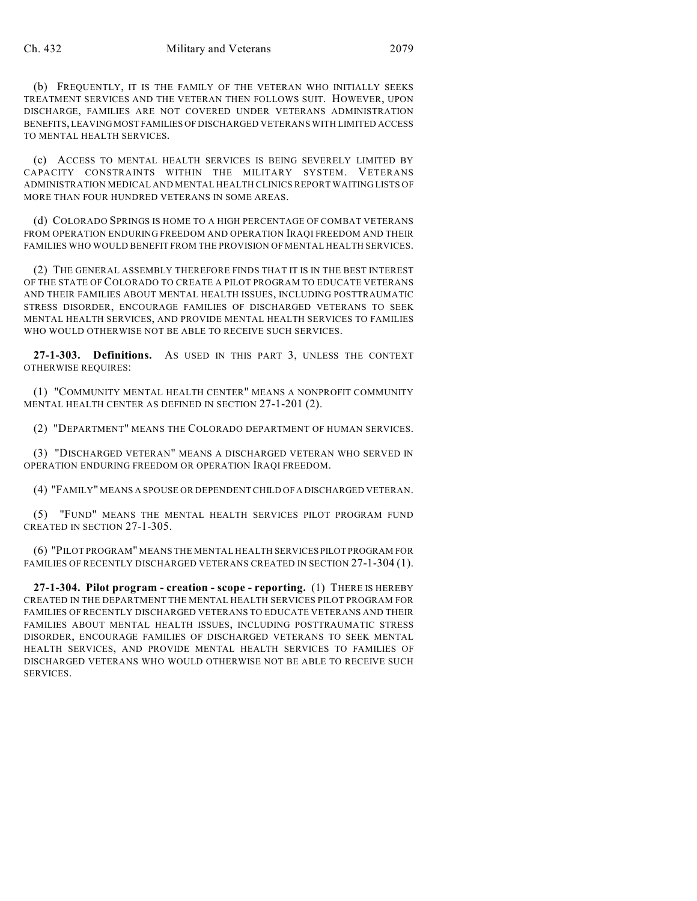(b) FREQUENTLY, IT IS THE FAMILY OF THE VETERAN WHO INITIALLY SEEKS TREATMENT SERVICES AND THE VETERAN THEN FOLLOWS SUIT. HOWEVER, UPON DISCHARGE, FAMILIES ARE NOT COVERED UNDER VETERANS ADMINISTRATION BENEFITS, LEAVING MOST FAMILIES OF DISCHARGED VETERANS WITH LIMITED ACCESS TO MENTAL HEALTH SERVICES.

(c) ACCESS TO MENTAL HEALTH SERVICES IS BEING SEVERELY LIMITED BY CAPACITY CONSTRAINTS WITHIN THE MILITARY SYSTEM. VETERANS ADMINISTRATION MEDICAL AND MENTAL HEALTH CLINICS REPORT WAITING LISTS OF MORE THAN FOUR HUNDRED VETERANS IN SOME AREAS.

(d) COLORADO SPRINGS IS HOME TO A HIGH PERCENTAGE OF COMBAT VETERANS FROM OPERATION ENDURING FREEDOM AND OPERATION IRAQI FREEDOM AND THEIR FAMILIES WHO WOULD BENEFIT FROM THE PROVISION OF MENTAL HEALTH SERVICES.

(2) THE GENERAL ASSEMBLY THEREFORE FINDS THAT IT IS IN THE BEST INTEREST OF THE STATE OF COLORADO TO CREATE A PILOT PROGRAM TO EDUCATE VETERANS AND THEIR FAMILIES ABOUT MENTAL HEALTH ISSUES, INCLUDING POSTTRAUMATIC STRESS DISORDER, ENCOURAGE FAMILIES OF DISCHARGED VETERANS TO SEEK MENTAL HEALTH SERVICES, AND PROVIDE MENTAL HEALTH SERVICES TO FAMILIES WHO WOULD OTHERWISE NOT BE ABLE TO RECEIVE SUCH SERVICES.

**27-1-303. Definitions.** AS USED IN THIS PART 3, UNLESS THE CONTEXT OTHERWISE REQUIRES:

(1) "COMMUNITY MENTAL HEALTH CENTER" MEANS A NONPROFIT COMMUNITY MENTAL HEALTH CENTER AS DEFINED IN SECTION 27-1-201 (2).

(2) "DEPARTMENT" MEANS THE COLORADO DEPARTMENT OF HUMAN SERVICES.

(3) "DISCHARGED VETERAN" MEANS A DISCHARGED VETERAN WHO SERVED IN OPERATION ENDURING FREEDOM OR OPERATION IRAQI FREEDOM.

(4) "FAMILY" MEANS A SPOUSE OR DEPENDENT CHILD OF A DISCHARGED VETERAN.

(5) "FUND" MEANS THE MENTAL HEALTH SERVICES PILOT PROGRAM FUND CREATED IN SECTION 27-1-305.

(6) "PILOT PROGRAM" MEANS THE MENTAL HEALTH SERVICES PILOT PROGRAM FOR FAMILIES OF RECENTLY DISCHARGED VETERANS CREATED IN SECTION 27-1-304 (1).

**27-1-304. Pilot program - creation - scope - reporting.** (1) THERE IS HEREBY CREATED IN THE DEPARTMENT THE MENTAL HEALTH SERVICES PILOT PROGRAM FOR FAMILIES OF RECENTLY DISCHARGED VETERANS TO EDUCATE VETERANS AND THEIR FAMILIES ABOUT MENTAL HEALTH ISSUES, INCLUDING POSTTRAUMATIC STRESS DISORDER, ENCOURAGE FAMILIES OF DISCHARGED VETERANS TO SEEK MENTAL HEALTH SERVICES, AND PROVIDE MENTAL HEALTH SERVICES TO FAMILIES OF DISCHARGED VETERANS WHO WOULD OTHERWISE NOT BE ABLE TO RECEIVE SUCH SERVICES.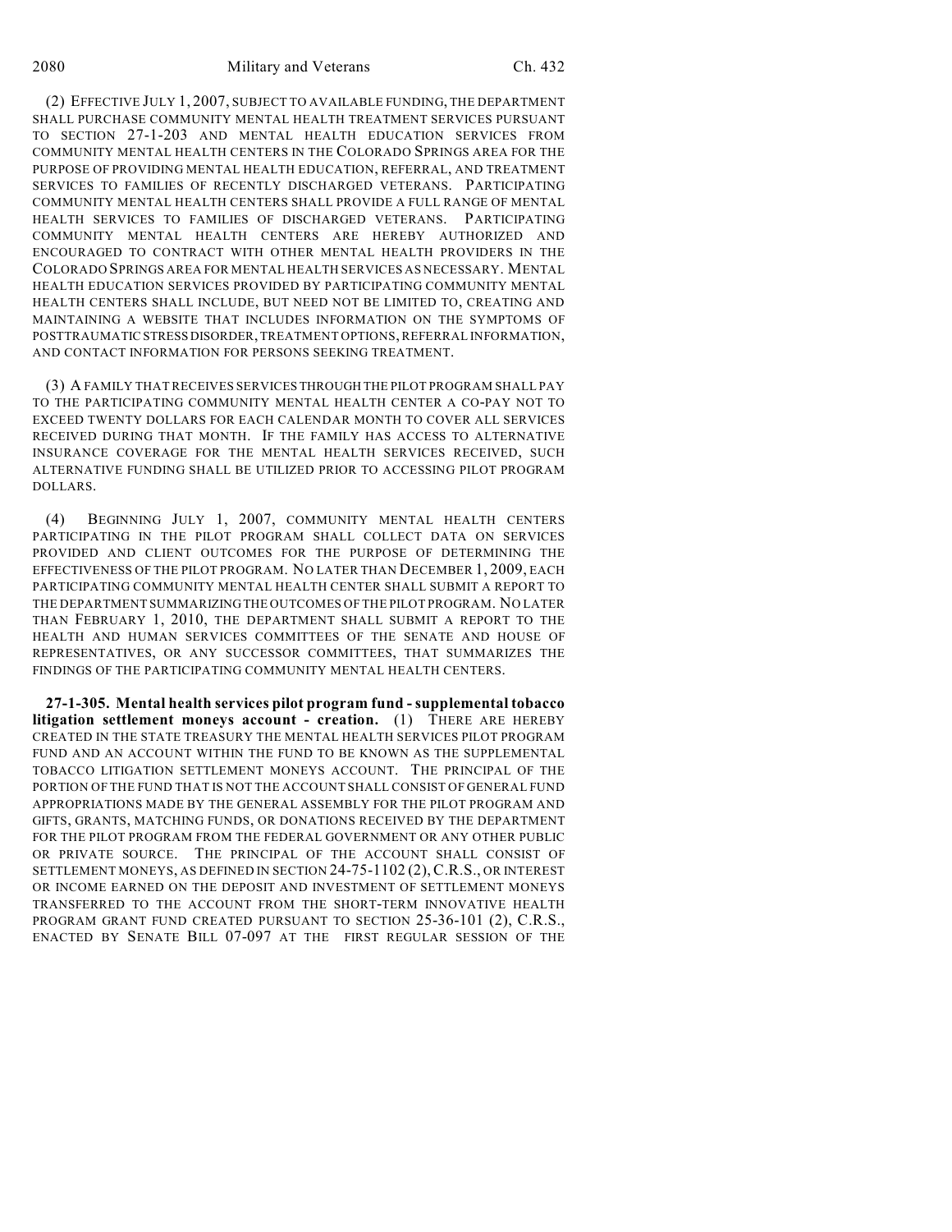(2) EFFECTIVE JULY 1, 2007, SUBJECT TO AVAILABLE FUNDING, THE DEPARTMENT SHALL PURCHASE COMMUNITY MENTAL HEALTH TREATMENT SERVICES PURSUANT TO SECTION 27-1-203 AND MENTAL HEALTH EDUCATION SERVICES FROM COMMUNITY MENTAL HEALTH CENTERS IN THE COLORADO SPRINGS AREA FOR THE PURPOSE OF PROVIDING MENTAL HEALTH EDUCATION, REFERRAL, AND TREATMENT SERVICES TO FAMILIES OF RECENTLY DISCHARGED VETERANS. PARTICIPATING COMMUNITY MENTAL HEALTH CENTERS SHALL PROVIDE A FULL RANGE OF MENTAL HEALTH SERVICES TO FAMILIES OF DISCHARGED VETERANS. PARTICIPATING COMMUNITY MENTAL HEALTH CENTERS ARE HEREBY AUTHORIZED AND ENCOURAGED TO CONTRACT WITH OTHER MENTAL HEALTH PROVIDERS IN THE COLORADO SPRINGS AREA FOR MENTAL HEALTH SERVICES AS NECESSARY. MENTAL HEALTH EDUCATION SERVICES PROVIDED BY PARTICIPATING COMMUNITY MENTAL HEALTH CENTERS SHALL INCLUDE, BUT NEED NOT BE LIMITED TO, CREATING AND MAINTAINING A WEBSITE THAT INCLUDES INFORMATION ON THE SYMPTOMS OF POSTTRAUMATIC STRESS DISORDER, TREATMENT OPTIONS, REFERRAL INFORMATION, AND CONTACT INFORMATION FOR PERSONS SEEKING TREATMENT.

(3) A FAMILY THAT RECEIVES SERVICES THROUGH THE PILOT PROGRAM SHALL PAY TO THE PARTICIPATING COMMUNITY MENTAL HEALTH CENTER A CO-PAY NOT TO EXCEED TWENTY DOLLARS FOR EACH CALENDAR MONTH TO COVER ALL SERVICES RECEIVED DURING THAT MONTH. IF THE FAMILY HAS ACCESS TO ALTERNATIVE INSURANCE COVERAGE FOR THE MENTAL HEALTH SERVICES RECEIVED, SUCH ALTERNATIVE FUNDING SHALL BE UTILIZED PRIOR TO ACCESSING PILOT PROGRAM DOLLARS.

(4) BEGINNING JULY 1, 2007, COMMUNITY MENTAL HEALTH CENTERS PARTICIPATING IN THE PILOT PROGRAM SHALL COLLECT DATA ON SERVICES PROVIDED AND CLIENT OUTCOMES FOR THE PURPOSE OF DETERMINING THE EFFECTIVENESS OF THE PILOT PROGRAM. NO LATER THAN DECEMBER 1, 2009, EACH PARTICIPATING COMMUNITY MENTAL HEALTH CENTER SHALL SUBMIT A REPORT TO THE DEPARTMENT SUMMARIZING THE OUTCOMES OF THE PILOT PROGRAM. NO LATER THAN FEBRUARY 1, 2010, THE DEPARTMENT SHALL SUBMIT A REPORT TO THE HEALTH AND HUMAN SERVICES COMMITTEES OF THE SENATE AND HOUSE OF REPRESENTATIVES, OR ANY SUCCESSOR COMMITTEES, THAT SUMMARIZES THE FINDINGS OF THE PARTICIPATING COMMUNITY MENTAL HEALTH CENTERS.

**27-1-305. Mental health services pilot program fund - supplemental tobacco litigation settlement moneys account - creation.** (1) THERE ARE HEREBY CREATED IN THE STATE TREASURY THE MENTAL HEALTH SERVICES PILOT PROGRAM FUND AND AN ACCOUNT WITHIN THE FUND TO BE KNOWN AS THE SUPPLEMENTAL TOBACCO LITIGATION SETTLEMENT MONEYS ACCOUNT. THE PRINCIPAL OF THE PORTION OF THE FUND THAT IS NOT THE ACCOUNT SHALL CONSIST OF GENERAL FUND APPROPRIATIONS MADE BY THE GENERAL ASSEMBLY FOR THE PILOT PROGRAM AND GIFTS, GRANTS, MATCHING FUNDS, OR DONATIONS RECEIVED BY THE DEPARTMENT FOR THE PILOT PROGRAM FROM THE FEDERAL GOVERNMENT OR ANY OTHER PUBLIC OR PRIVATE SOURCE. THE PRINCIPAL OF THE ACCOUNT SHALL CONSIST OF SETTLEMENT MONEYS, AS DEFINED IN SECTION 24-75-1102 (2), C.R.S., OR INTEREST OR INCOME EARNED ON THE DEPOSIT AND INVESTMENT OF SETTLEMENT MONEYS TRANSFERRED TO THE ACCOUNT FROM THE SHORT-TERM INNOVATIVE HEALTH PROGRAM GRANT FUND CREATED PURSUANT TO SECTION 25-36-101 (2), C.R.S., ENACTED BY SENATE BILL 07-097 AT THE FIRST REGULAR SESSION OF THE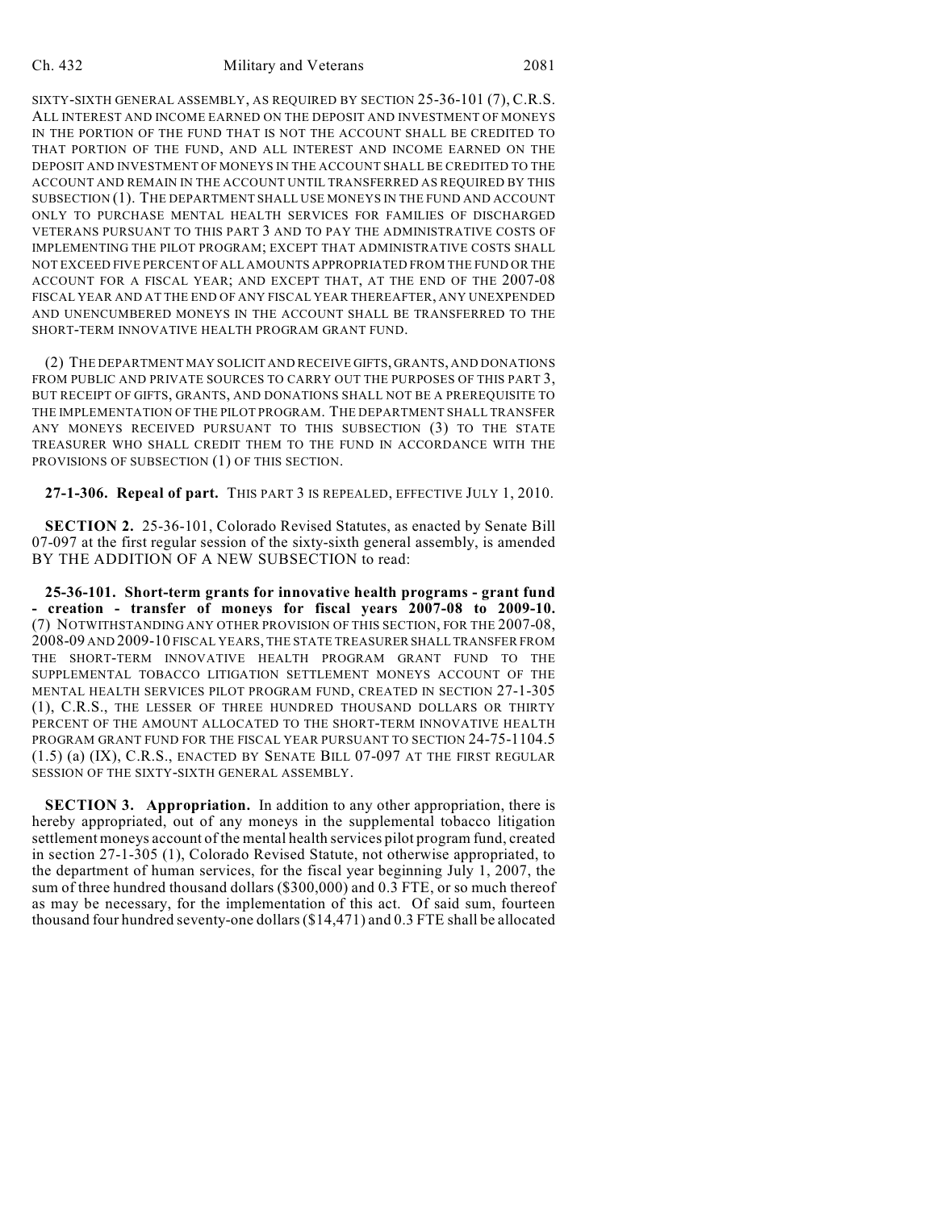SIXTY-SIXTH GENERAL ASSEMBLY, AS REQUIRED BY SECTION 25-36-101 (7), C.R.S. ALL INTEREST AND INCOME EARNED ON THE DEPOSIT AND INVESTMENT OF MONEYS IN THE PORTION OF THE FUND THAT IS NOT THE ACCOUNT SHALL BE CREDITED TO THAT PORTION OF THE FUND, AND ALL INTEREST AND INCOME EARNED ON THE DEPOSIT AND INVESTMENT OF MONEYS IN THE ACCOUNT SHALL BE CREDITED TO THE ACCOUNT AND REMAIN IN THE ACCOUNT UNTIL TRANSFERRED AS REQUIRED BY THIS SUBSECTION (1). THE DEPARTMENT SHALL USE MONEYS IN THE FUND AND ACCOUNT ONLY TO PURCHASE MENTAL HEALTH SERVICES FOR FAMILIES OF DISCHARGED VETERANS PURSUANT TO THIS PART 3 AND TO PAY THE ADMINISTRATIVE COSTS OF IMPLEMENTING THE PILOT PROGRAM; EXCEPT THAT ADMINISTRATIVE COSTS SHALL NOT EXCEED FIVE PERCENT OF ALL AMOUNTS APPROPRIATED FROM THE FUND OR THE ACCOUNT FOR A FISCAL YEAR; AND EXCEPT THAT, AT THE END OF THE 2007-08 FISCAL YEAR AND AT THE END OF ANY FISCAL YEAR THEREAFTER, ANY UNEXPENDED AND UNENCUMBERED MONEYS IN THE ACCOUNT SHALL BE TRANSFERRED TO THE SHORT-TERM INNOVATIVE HEALTH PROGRAM GRANT FUND.

(2) THE DEPARTMENT MAY SOLICIT AND RECEIVE GIFTS, GRANTS, AND DONATIONS FROM PUBLIC AND PRIVATE SOURCES TO CARRY OUT THE PURPOSES OF THIS PART 3, BUT RECEIPT OF GIFTS, GRANTS, AND DONATIONS SHALL NOT BE A PREREQUISITE TO THE IMPLEMENTATION OF THE PILOT PROGRAM. THE DEPARTMENT SHALL TRANSFER ANY MONEYS RECEIVED PURSUANT TO THIS SUBSECTION (3) TO THE STATE TREASURER WHO SHALL CREDIT THEM TO THE FUND IN ACCORDANCE WITH THE PROVISIONS OF SUBSECTION (1) OF THIS SECTION.

**27-1-306. Repeal of part.** THIS PART 3 IS REPEALED, EFFECTIVE JULY 1, 2010.

**SECTION 2.** 25-36-101, Colorado Revised Statutes, as enacted by Senate Bill 07-097 at the first regular session of the sixty-sixth general assembly, is amended BY THE ADDITION OF A NEW SUBSECTION to read:

**25-36-101. Short-term grants for innovative health programs - grant fund - creation - transfer of moneys for fiscal years 2007-08 to 2009-10.** (7) NOTWITHSTANDING ANY OTHER PROVISION OF THIS SECTION, FOR THE 2007-08, 2008-09 AND 2009-10 FISCAL YEARS, THE STATE TREASURER SHALL TRANSFER FROM THE SHORT-TERM INNOVATIVE HEALTH PROGRAM GRANT FUND TO THE SUPPLEMENTAL TOBACCO LITIGATION SETTLEMENT MONEYS ACCOUNT OF THE MENTAL HEALTH SERVICES PILOT PROGRAM FUND, CREATED IN SECTION 27-1-305 (1), C.R.S., THE LESSER OF THREE HUNDRED THOUSAND DOLLARS OR THIRTY PERCENT OF THE AMOUNT ALLOCATED TO THE SHORT-TERM INNOVATIVE HEALTH PROGRAM GRANT FUND FOR THE FISCAL YEAR PURSUANT TO SECTION 24-75-1104.5 (1.5) (a) (IX), C.R.S., ENACTED BY SENATE BILL 07-097 AT THE FIRST REGULAR SESSION OF THE SIXTY-SIXTH GENERAL ASSEMBLY.

**SECTION 3. Appropriation.** In addition to any other appropriation, there is hereby appropriated, out of any moneys in the supplemental tobacco litigation settlement moneys account of the mental health services pilot program fund, created in section 27-1-305 (1), Colorado Revised Statute, not otherwise appropriated, to the department of human services, for the fiscal year beginning July 1, 2007, the sum of three hundred thousand dollars ($300,000) and 0.3 FTE, or so much thereof as may be necessary, for the implementation of this act. Of said sum, fourteen thousand four hundred seventy-one dollars ($14,471) and 0.3 FTE shall be allocated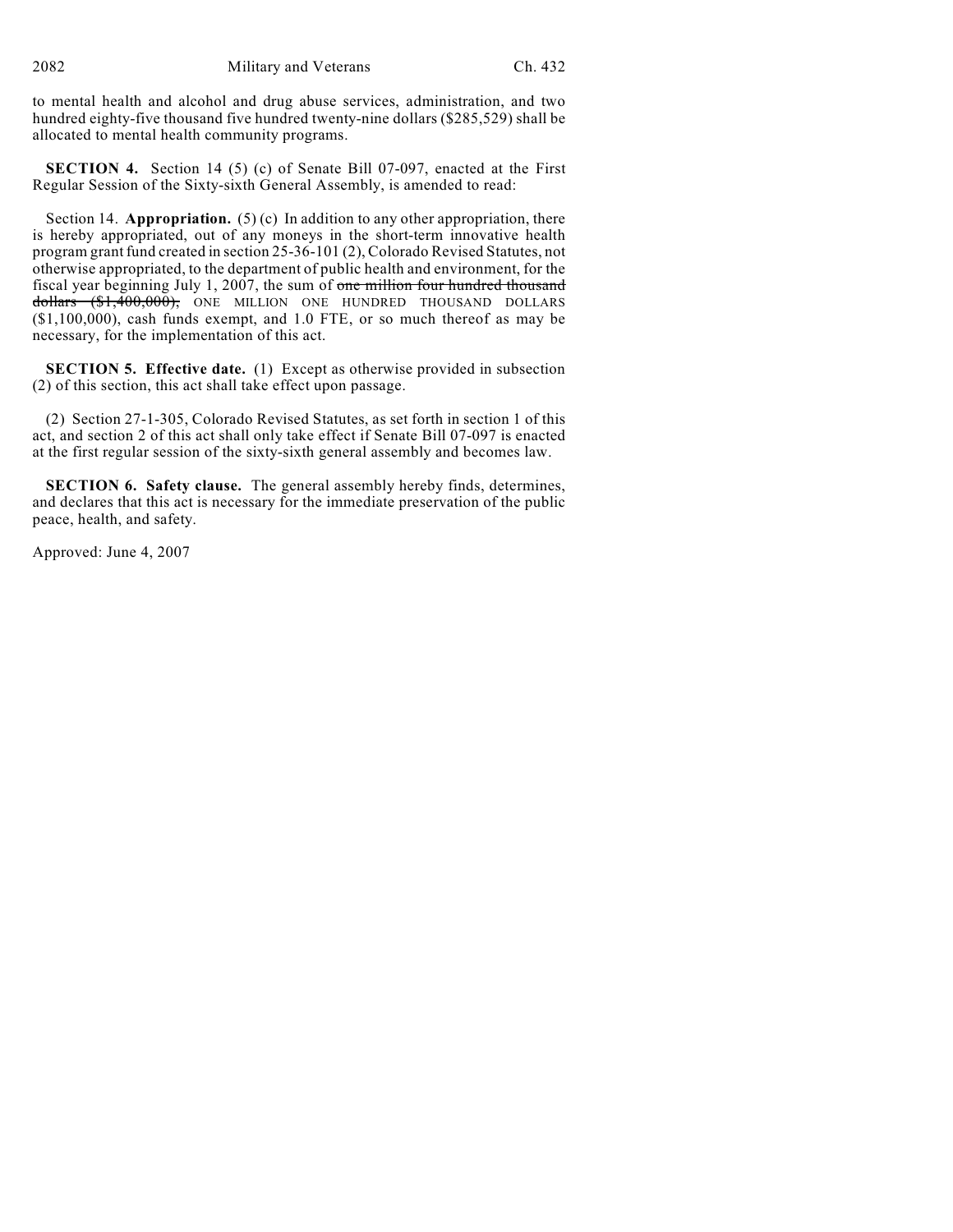to mental health and alcohol and drug abuse services, administration, and two hundred eighty-five thousand five hundred twenty-nine dollars ($285,529) shall be allocated to mental health community programs.

**SECTION 4.** Section 14 (5) (c) of Senate Bill 07-097, enacted at the First Regular Session of the Sixty-sixth General Assembly, is amended to read:

Section 14. **Appropriation.** (5) (c) In addition to any other appropriation, there is hereby appropriated, out of any moneys in the short-term innovative health program grant fund created in section 25-36-101 (2), Colorado Revised Statutes, not otherwise appropriated, to the department of public health and environment, for the fiscal year beginning July 1, 2007, the sum of ~~one million four hundred thousand dollars ($1,400,000),~~ ONE MILLION ONE HUNDRED THOUSAND DOLLARS ($1,100,000), cash funds exempt, and 1.0 FTE, or so much thereof as may be necessary, for the implementation of this act.

**SECTION 5. Effective date.** (1) Except as otherwise provided in subsection (2) of this section, this act shall take effect upon passage.

(2) Section 27-1-305, Colorado Revised Statutes, as set forth in section 1 of this act, and section 2 of this act shall only take effect if Senate Bill 07-097 is enacted at the first regular session of the sixty-sixth general assembly and becomes law.

**SECTION 6. Safety clause.** The general assembly hereby finds, determines, and declares that this act is necessary for the immediate preservation of the public peace, health, and safety.

Approved: June 4, 2007